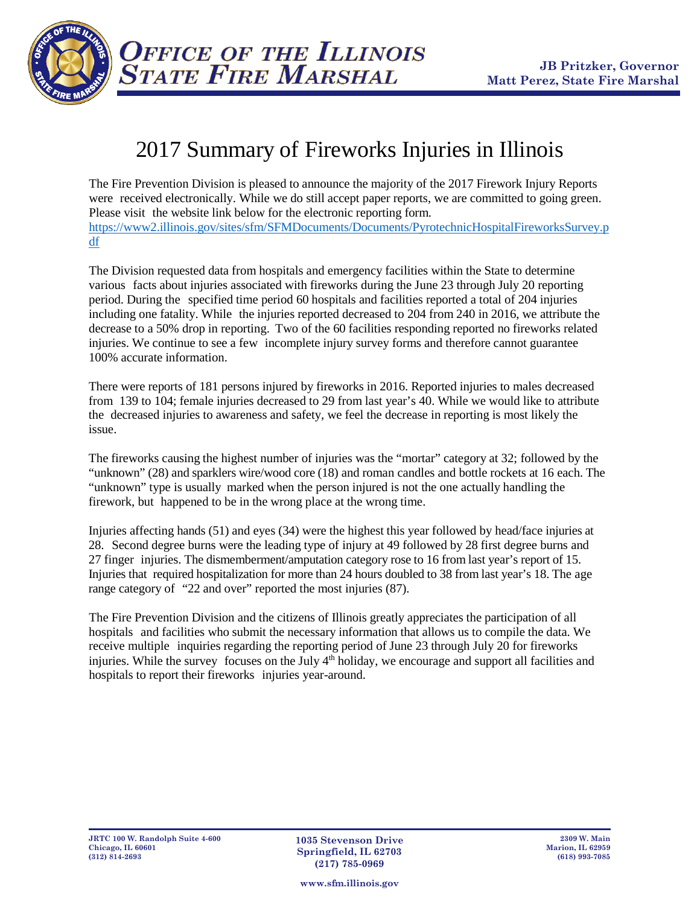**OFFICE OF THE ILLINOIS STATE FIRE MARSHAL**

**JB Pritzker, Governor**
**Matt Perez, State Fire Marshal**

# 2017 Summary of Fireworks Injuries in Illinois

The Fire Prevention Division is pleased to announce the majority of the 2017 Firework Injury Reports were received electronically. While we do still accept paper reports, we are committed to going green. Please visit the website link below for the electronic reporting form.
https://www2.illinois.gov/sites/sfm/SFMDocuments/Documents/PyrotechnicHospitalFireworksSurvey.pdf

The Division requested data from hospitals and emergency facilities within the State to determine various facts about injuries associated with fireworks during the June 23 through July 20 reporting period. During the specified time period 60 hospitals and facilities reported a total of 204 injuries including one fatality. While the injuries reported decreased to 204 from 240 in 2016, we attribute the decrease to a 50% drop in reporting. Two of the 60 facilities responding reported no fireworks related injuries. We continue to see a few incomplete injury survey forms and therefore cannot guarantee 100% accurate information.

There were reports of 181 persons injured by fireworks in 2016. Reported injuries to males decreased from 139 to 104; female injuries decreased to 29 from last year's 40. While we would like to attribute the decreased injuries to awareness and safety, we feel the decrease in reporting is most likely the issue.

The fireworks causing the highest number of injuries was the "mortar" category at 32; followed by the "unknown" (28) and sparklers wire/wood core (18) and roman candles and bottle rockets at 16 each. The "unknown" type is usually marked when the person injured is not the one actually handling the firework, but happened to be in the wrong place at the wrong time.

Injuries affecting hands (51) and eyes (34) were the highest this year followed by head/face injuries at 28. Second degree burns were the leading type of injury at 49 followed by 28 first degree burns and 27 finger injuries. The dismemberment/amputation category rose to 16 from last year's report of 15. Injuries that required hospitalization for more than 24 hours doubled to 38 from last year's 18. The age range category of "22 and over" reported the most injuries (87).

The Fire Prevention Division and the citizens of Illinois greatly appreciates the participation of all hospitals and facilities who submit the necessary information that allows us to compile the data. We receive multiple inquiries regarding the reporting period of June 23 through July 20 for fireworks injuries. While the survey focuses on the July 4th holiday, we encourage and support all facilities and hospitals to report their fireworks injuries year-around.

JRTC 100 W. Randolph Suite 4-600
Chicago, IL 60601
(312) 814-2693

1035 Stevenson Drive
Springfield, IL 62703
(217) 785-0969

2309 W. Main
Marion, IL 62959
(618) 993-7085

www.sfm.illinois.gov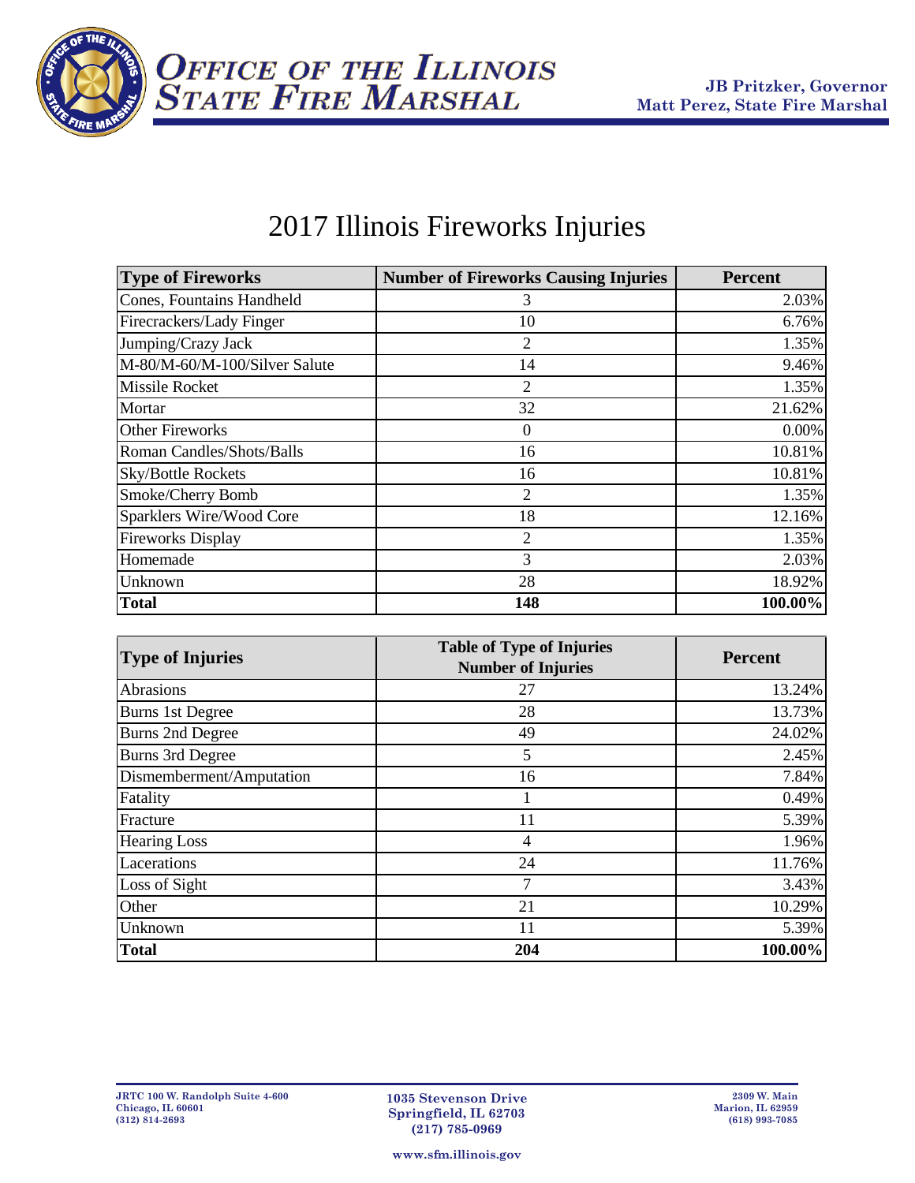# 2017 Illinois Fireworks Injuries

| Type of Fireworks | Number of Fireworks Causing Injuries | Percent |
|---|---|---|
| Cones, Fountains Handheld | 3 | 2.03% |
| Firecrackers/Lady Finger | 10 | 6.76% |
| Jumping/Crazy Jack | 2 | 1.35% |
| M-80/M-60/M-100/Silver Salute | 14 | 9.46% |
| Missile Rocket | 2 | 1.35% |
| Mortar | 32 | 21.62% |
| Other Fireworks | 0 | 0.00% |
| Roman Candles/Shots/Balls | 16 | 10.81% |
| Sky/Bottle Rockets | 16 | 10.81% |
| Smoke/Cherry Bomb | 2 | 1.35% |
| Sparklers Wire/Wood Core | 18 | 12.16% |
| Fireworks Display | 2 | 1.35% |
| Homemade | 3 | 2.03% |
| Unknown | 28 | 18.92% |
| **Total** | **148** | **100.00%** |

| Type of Injuries | Table of Type of Injuries Number of Injuries | Percent |
|---|---|---|
| Abrasions | 27 | 13.24% |
| Burns 1st Degree | 28 | 13.73% |
| Burns 2nd Degree | 49 | 24.02% |
| Burns 3rd Degree | 5 | 2.45% |
| Dismemberment/Amputation | 16 | 7.84% |
| Fatality | 1 | 0.49% |
| Fracture | 11 | 5.39% |
| Hearing Loss | 4 | 1.96% |
| Lacerations | 24 | 11.76% |
| Loss of Sight | 7 | 3.43% |
| Other | 21 | 10.29% |
| Unknown | 11 | 5.39% |
| **Total** | **204** | **100.00%** |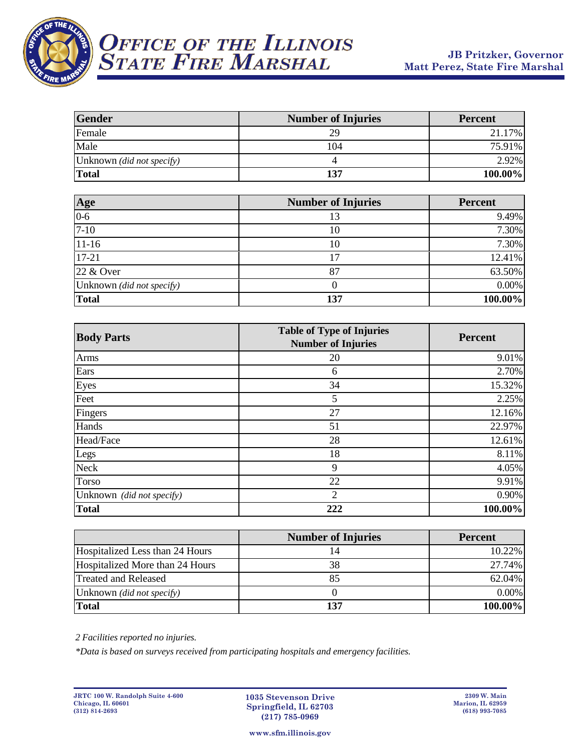| Gender | Number of Injuries | Percent |
|---|---|---|
| Female | 29 | 21.17% |
| Male | 104 | 75.91% |
| Unknown *(did not specify)* | 4 | 2.92% |
| **Total** | **137** | **100.00%** |

| Age | Number of Injuries | Percent |
|---|---|---|
| 0-6 | 13 | 9.49% |
| 7-10 | 10 | 7.30% |
| 11-16 | 10 | 7.30% |
| 17-21 | 17 | 12.41% |
| 22 & Over | 87 | 63.50% |
| Unknown *(did not specify)* | 0 | 0.00% |
| **Total** | **137** | **100.00%** |

| Body Parts | Table of Type of Injuries Number of Injuries | Percent |
|---|---|---|
| Arms | 20 | 9.01% |
| Ears | 6 | 2.70% |
| Eyes | 34 | 15.32% |
| Feet | 5 | 2.25% |
| Fingers | 27 | 12.16% |
| Hands | 51 | 22.97% |
| Head/Face | 28 | 12.61% |
| Legs | 18 | 8.11% |
| Neck | 9 | 4.05% |
| Torso | 22 | 9.91% |
| Unknown *(did not specify)* | 2 | 0.90% |
| **Total** | **222** | **100.00%** |

| | Number of Injuries | Percent |
|---|---|---|
| Hospitalized Less than 24 Hours | 14 | 10.22% |
| Hospitalized More than 24 Hours | 38 | 27.74% |
| Treated and Released | 85 | 62.04% |
| Unknown *(did not specify)* | 0 | 0.00% |
| **Total** | **137** | **100.00%** |

*2 Facilities reported no injuries.*

*\*Data is based on surveys received from participating hospitals and emergency facilities.*